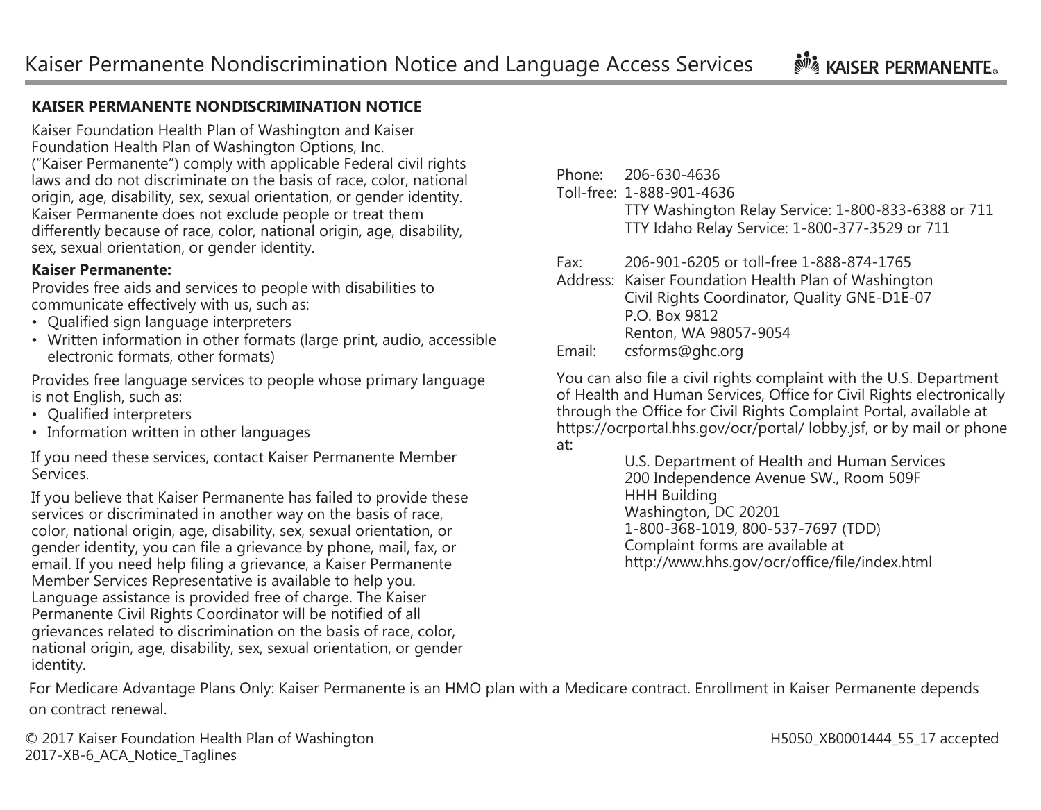# Kaiser Permanente Nondiscrimination Notice and Language Access Services

## KAISER PERMANENTE NONDISCRIMINATION NOTICE

Kaiser Foundation Health Plan of Washington and Kaiser Foundation Health Plan of Washington Options, Inc. ("Kaiser Permanente") comply with applicable Federal civil rights laws and do not discriminate on the basis of race, color, national origin, age, disability, sex, sexual orientation, or gender identity. Kaiser Permanente does not exclude people or treat them differently because of race, color, national origin, age, disability, sex, sexual orientation, or gender identity.

**Kaiser Permanente:**

Provides free aids and services to people with disabilities to communicate effectively with us, such as:

- Qualified sign language interpreters
- Written information in other formats (large print, audio, accessible electronic formats, other formats)

Provides free language services to people whose primary language is not English, such as:

- Qualified interpreters
- Information written in other languages

If you need these services, contact Kaiser Permanente Member Services.

If you believe that Kaiser Permanente has failed to provide these services or discriminated in another way on the basis of race, color, national origin, age, disability, sex, sexual orientation, or gender identity, you can file a grievance by phone, mail, fax, or email. If you need help filing a grievance, a Kaiser Permanente Member Services Representative is available to help you. Language assistance is provided free of charge. The Kaiser Permanente Civil Rights Coordinator will be notified of all grievances related to discrimination on the basis of race, color, national origin, age, disability, sex, sexual orientation, or gender identity.

Phone: 206-630-4636
Toll-free: 1-888-901-4636
TTY Washington Relay Service: 1-800-833-6388 or 711
TTY Idaho Relay Service: 1-800-377-3529 or 711

Fax: 206-901-6205 or toll-free 1-888-874-1765
Address: Kaiser Foundation Health Plan of Washington
Civil Rights Coordinator, Quality GNE-D1E-07
P.O. Box 9812
Renton, WA 98057-9054
Email: csforms@ghc.org

You can also file a civil rights complaint with the U.S. Department of Health and Human Services, Office for Civil Rights electronically through the Office for Civil Rights Complaint Portal, available at https://ocrportal.hhs.gov/ocr/portal/ lobby.jsf, or by mail or phone at:

U.S. Department of Health and Human Services
200 Independence Avenue SW., Room 509F
HHH Building
Washington, DC 20201
1-800-368-1019, 800-537-7697 (TDD)
Complaint forms are available at
http://www.hhs.gov/ocr/office/file/index.html

For Medicare Advantage Plans Only: Kaiser Permanente is an HMO plan with a Medicare contract. Enrollment in Kaiser Permanente depends on contract renewal.

© 2017 Kaiser Foundation Health Plan of Washington
2017-XB-6_ACA_Notice_Taglines

H5050_XB0001444_55_17 accepted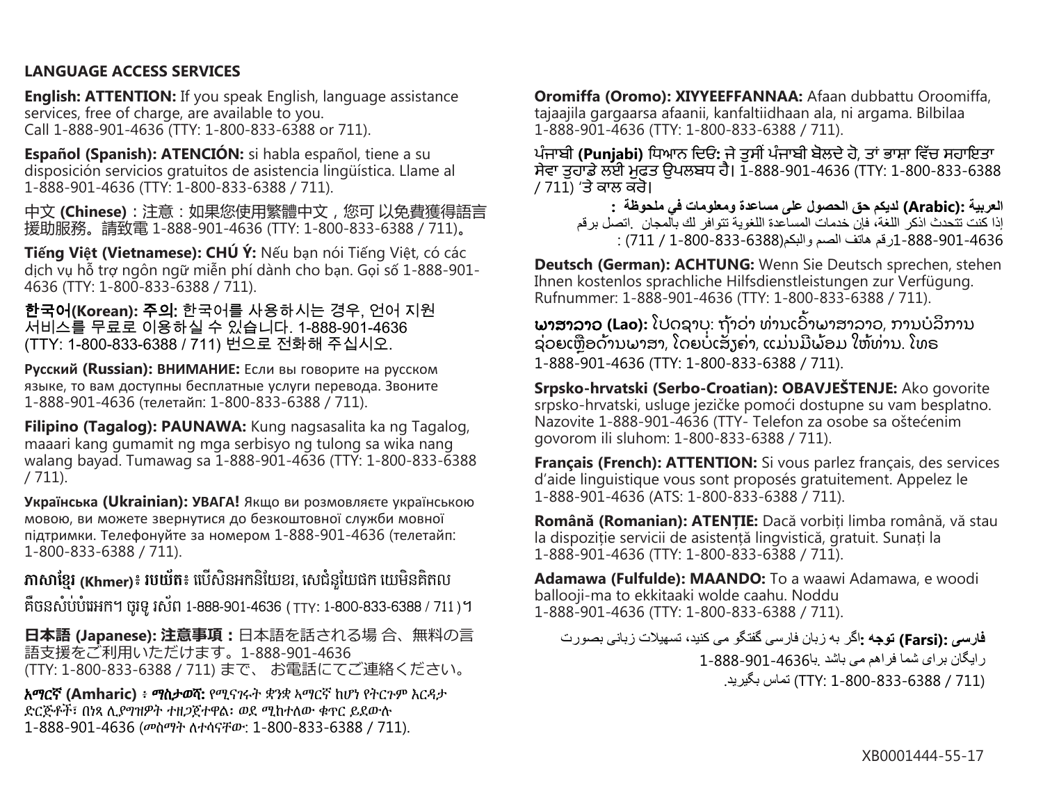**LANGUAGE ACCESS SERVICES**

**English: ATTENTION:** If you speak English, language assistance services, free of charge, are available to you. Call 1-888-901-4636 (TTY: 1-800-833-6388 or 711).

**Español (Spanish): ATENCIÓN:** si habla español, tiene a su disposición servicios gratuitos de asistencia lingüística. Llame al 1-888-901-4636 (TTY: 1-800-833-6388 / 711).

中文 **(Chinese)**：注意：如果您使用繁體中文，您可 以免費獲得語言援助服務。請致電 1-888-901-4636 (TTY: 1-800-833-6388 / 711)。

**Tiếng Việt (Vietnamese): CHÚ Ý:** Nếu bạn nói Tiếng Việt, có các dịch vụ hỗ trợ ngôn ngữ miễn phí dành cho bạn. Gọi số 1-888-901-4636 (TTY: 1-800-833-6388 / 711).

**한국어(Korean): 주의:** 한국어를 사용하시는 경우, 언어 지원 서비스를 무료로 이용하실 수 있습니다. 1-888-901-4636 (TTY: 1-800-833-6388 / 711) 번으로 전화해 주십시오.

**Русский (Russian): ВНИМАНИЕ:** Если вы говорите на русском языке, то вам доступны бесплатные услуги перевода. Звоните 1-888-901-4636 (телетайп: 1-800-833-6388 / 711).

**Filipino (Tagalog): PAUNAWA:** Kung nagsasalita ka ng Tagalog, maaari kang gumamit ng mga serbisyo ng tulong sa wika nang walang bayad. Tumawag sa 1-888-901-4636 (TTY: 1-800-833-6388 / 711).

**Українська (Ukrainian): УВАГА!** Якщо ви розмовляєте українською мовою, ви можете звернутися до безкоштовної служби мовної підтримки. Телефонуйте за номером 1-888-901-4636 (телетайп: 1-800-833-6388 / 711).

**ភាសាខ្មែរ (Khmer)៖ របយ័ត៖** បើសិនអកនិយៃខរ, សេជំនួយៃផក យេមិនគិតឈ គឺចនសំប់បំពអក។ ចូរទូ រស័ព 1-888-901-4636 ( TTY: 1-800-833-6388 / 711 )។

**日本語 (Japanese): 注意事項：**日本語を話される場 合、無料の言語支援をご利用いただけます。1-888-901-4636 (TTY: 1-800-833-6388 / 711) まで、 お電話にてご連絡ください。

**አማርኛ (Amharic) ፥ ማስታወሻ:** የሚናገሩት ቋንቋ ኣማርኛ ከሆነ የትርጉም እርዳታ ድርጅቶች፣ በነጻ ሊያግዝዎት ተዘጋጀተዋል፡ ወደ ሚከተለው ቁጥር ይደውሉ 1-888-901-4636 (መስማት ለተሳናቸው: 1-800-833-6388 / 711).

**Oromiffa (Oromo): XIYYEEFFANNAA:** Afaan dubbattu Oroomiffa, tajaajila gargaarsa afaanii, kanfaltiidhaan ala, ni argama. Bilbilaa 1-888-901-4636 (TTY: 1-800-833-6388 / 711).

ਪੰਜਾਬੀ **(Punjabi)** ਧਿਆਨ ਦਿਓ: ਜੇ ਤੁਸੀਂ ਪੰਜਾਬੀ ਬੋਲਦੇ ਹੋ, ਤਾਂ ਭਾਸ਼ਾ ਵਿੱਚ ਸਹਾਇਤਾ ਸੇਵਾ ਤੁਹਾਡੇ ਲਈ ਮੁਫਤ ਉਪਲਬਧ ਹੈ। 1-888-901-4636 (TTY: 1-800-833-6388 / 711) 'ਤੇ ਕਾਲ ਕਰੋ।

**العربية (Arabic): لديكم حق الحصول على مساعدة ومعلومات في ملحوظة :**
إذا كنت تتحدث اذكر اللغة، فإن خدمات المساعدة اللغوية تتوافر لك بالمجان .اتصل برقم
1-888-901-4636رقم هاتف الصم والبكم(1-800-833-6388 / 711) :

**Deutsch (German): ACHTUNG:** Wenn Sie Deutsch sprechen, stehen Ihnen kostenlos sprachliche Hilfsdienstleistungen zur Verfügung. Rufnummer: 1-888-901-4636 (TTY: 1-800-833-6388 / 711).

**ພາສາລາວ (Lao):** ໂປດຊາບ: ຖ້າວ່າ ທ່ານເວົ້າພາສາລາວ, ການບໍລິການຊ່ວຍເຫຼືອດ້ານພາສາ, ໂດຍບໍ່ເສັງຄ່າ, ແມ່ນມີພ້ອມ ໃຫ້ທ່ານ. ໂທຣ 1-888-901-4636 (TTY: 1-800-833-6388 / 711).

**Srpsko-hrvatski (Serbo-Croatian): OBAVJEŠTENJE:** Ako govorite srpsko-hrvatski, usluge jezičke pomoći dostupne su vam besplatno. Nazovite 1-888-901-4636 (TTY- Telefon za osobe sa oštećenim govorom ili sluhom: 1-800-833-6388 / 711).

**Français (French): ATTENTION:** Si vous parlez français, des services d'aide linguistique vous sont proposés gratuitement. Appelez le 1-888-901-4636 (ATS: 1-800-833-6388 / 711).

**Română (Romanian): ATENȚIE:** Dacă vorbiți limba română, vă stau la dispoziție servicii de asistență lingvistică, gratuit. Sunați la 1-888-901-4636 (TTY: 1-800-833-6388 / 711).

**Adamawa (Fulfulde): MAANDO:** To a waawi Adamawa, e woodi ballooji-ma to ekkitaaki wolde caahu. Noddu 1-888-901-4636 (TTY: 1-800-833-6388 / 711).

**فارسی (Farsi): توجه:** اگر به زبان فارسی گفتگو می کنید، تسهیلات زبانی بصورت رایگان برای شما فراهم می باشد .با1-888-901-4636 (TTY: 1-800-833-6388 / 711) تماس بگیرید.

XB0001444-55-17